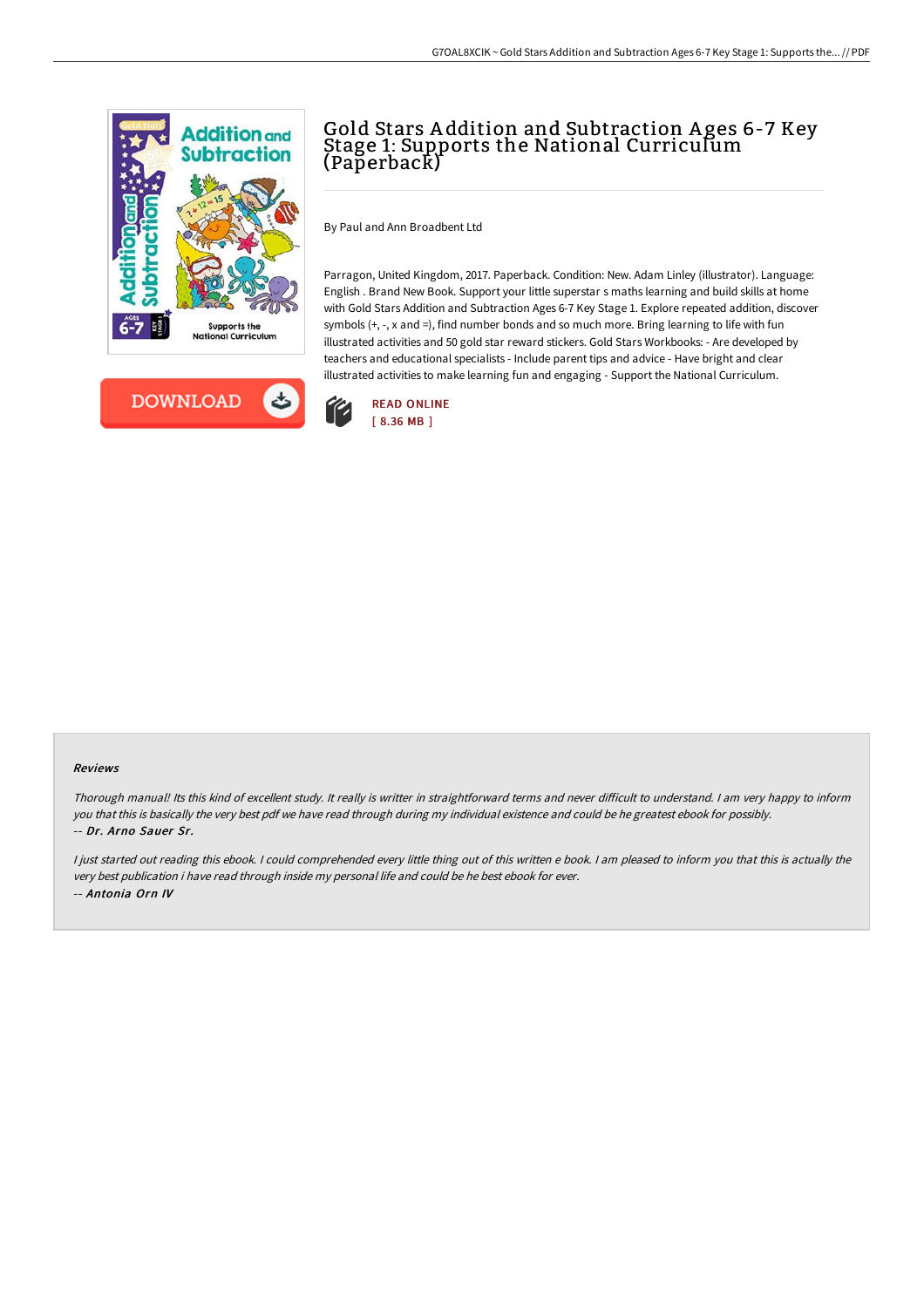# Gold Stars Addition and Subtraction Ages 6-7 Key Stage 1: Supports the National Curriculum (Paperback)

By Paul and Ann Broadbent Ltd

Parragon, United Kingdom, 2017. Paperback. Condition: New. Adam Linley (illustrator). Language: English . Brand New Book. Support your little superstar s maths learning and build skills at home with Gold Stars Addition and Subtraction Ages 6-7 Key Stage 1. Explore repeated addition, discover symbols (+, -, x and =), find number bonds and so much more. Bring learning to life with fun illustrated activities and 50 gold star reward stickers. Gold Stars Workbooks: - Are developed by teachers and educational specialists - Include parent tips and advice - Have bright and clear illustrated activities to make learning fun and engaging - Support the National Curriculum.

DOWNLOAD

READ ONLINE
[ 8.36 MB ]

### Reviews

*Thorough manual! Its this kind of excellent study. It really is writter in straightforward terms and never difficult to understand. I am very happy to inform you that this is basically the very best pdf we have read through during my individual existence and could be he greatest ebook for possibly.*
*-- Dr. Arno Sauer Sr.*

*I just started out reading this ebook. I could comprehended every little thing out of this written e book. I am pleased to inform you that this is actually the very best publication i have read through inside my personal life and could be he best ebook for ever.*
*-- Antonia Orn IV*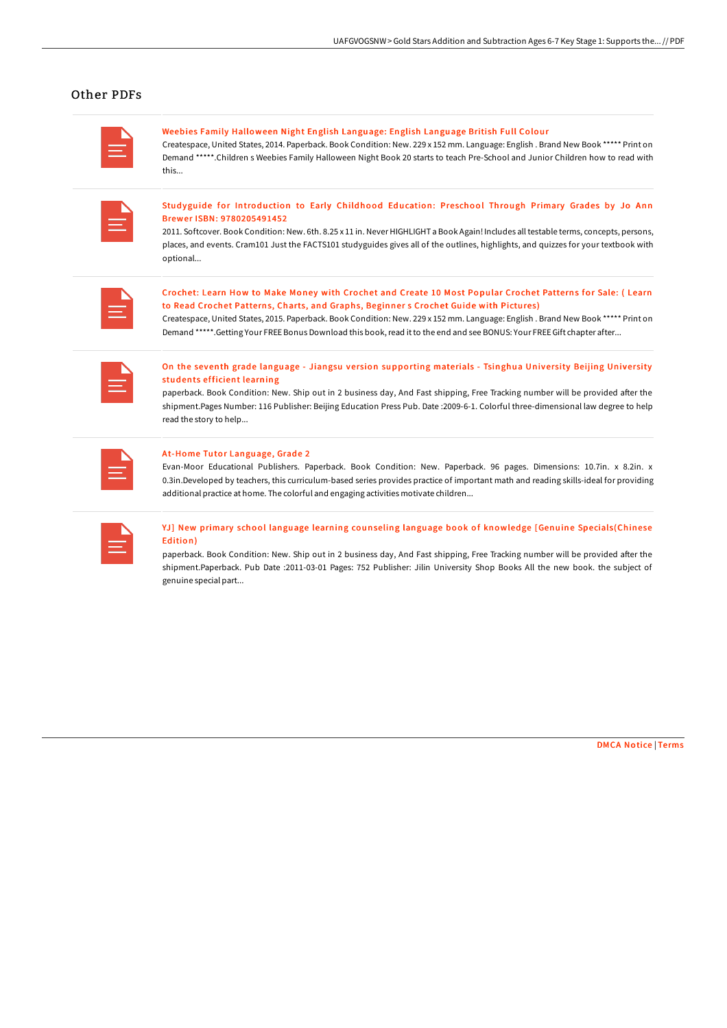## Other PDFs

**Weebies Family Halloween Night English Language: English Language British Full Colour**

Createspace, United States, 2014. Paperback. Book Condition: New. 229 x 152 mm. Language: English . Brand New Book ***** Print on Demand *****.Children s Weebies Family Halloween Night Book 20 starts to teach Pre-School and Junior Children how to read with this...

**Studyguide for Introduction to Early Childhood Education: Preschool Through Primary Grades by Jo Ann Brewer ISBN: 9780205491452**

2011. Softcover. Book Condition: New. 6th. 8.25 x 11 in. Never HIGHLIGHT a Book Again! Includes all testable terms, concepts, persons, places, and events. Cram101 Just the FACTS101 studyguides gives all of the outlines, highlights, and quizzes for your textbook with optional...

**Crochet: Learn How to Make Money with Crochet and Create 10 Most Popular Crochet Patterns for Sale: ( Learn to Read Crochet Patterns, Charts, and Graphs, Beginner s Crochet Guide with Pictures)**

Createspace, United States, 2015. Paperback. Book Condition: New. 229 x 152 mm. Language: English . Brand New Book ***** Print on Demand *****.Getting Your FREE Bonus Download this book, read it to the end and see BONUS: Your FREE Gift chapter after...

**On the seventh grade language - Jiangsu version supporting materials - Tsinghua University Beijing University students efficient learning**

paperback. Book Condition: New. Ship out in 2 business day, And Fast shipping, Free Tracking number will be provided after the shipment.Pages Number: 116 Publisher: Beijing Education Press Pub. Date :2009-6-1. Colorful three-dimensional law degree to help read the story to help...

**At-Home Tutor Language, Grade 2**

Evan-Moor Educational Publishers. Paperback. Book Condition: New. Paperback. 96 pages. Dimensions: 10.7in. x 8.2in. x 0.3in.Developed by teachers, this curriculum-based series provides practice of important math and reading skills-ideal for providing additional practice at home. The colorful and engaging activities motivate children...

**YJ] New primary school language learning counseling language book of knowledge [Genuine Specials(Chinese Edition)**

paperback. Book Condition: New. Ship out in 2 business day, And Fast shipping, Free Tracking number will be provided after the shipment.Paperback. Pub Date :2011-03-01 Pages: 752 Publisher: Jilin University Shop Books All the new book. the subject of genuine special part...